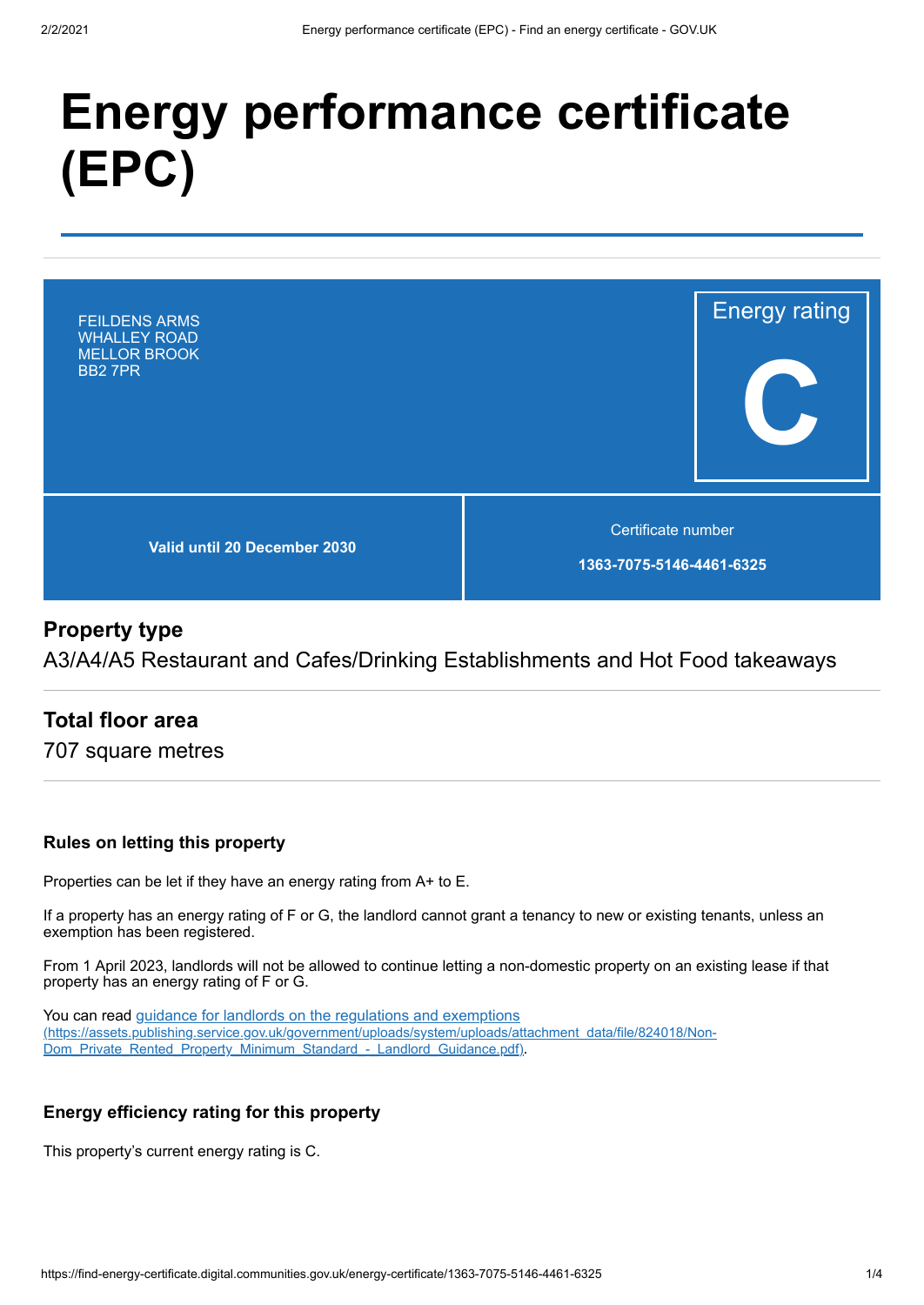# Energy performance certificate (EPC)

FEILDENS ARMS
WHALLEY ROAD
MELLOR BROOK
BB2 7PR

Energy rating

**C**

**Valid until 20 December 2030**

Certificate number

**1363-7075-5146-4461-6325**

## Property type

A3/A4/A5 Restaurant and Cafes/Drinking Establishments and Hot Food takeaways

## Total floor area

707 square metres

### Rules on letting this property

Properties can be let if they have an energy rating from A+ to E.

If a property has an energy rating of F or G, the landlord cannot grant a tenancy to new or existing tenants, unless an exemption has been registered.

From 1 April 2023, landlords will not be allowed to continue letting a non-domestic property on an existing lease if that property has an energy rating of F or G.

You can read [guidance for landlords on the regulations and exemptions (https://assets.publishing.service.gov.uk/government/uploads/system/uploads/attachment_data/file/824018/Non-Dom_Private_Rented_Property_Minimum_Standard_-_Landlord_Guidance.pdf)](https://assets.publishing.service.gov.uk/government/uploads/system/uploads/attachment_data/file/824018/Non-Dom_Private_Rented_Property_Minimum_Standard_-_Landlord_Guidance.pdf).

### Energy efficiency rating for this property

This property's current energy rating is C.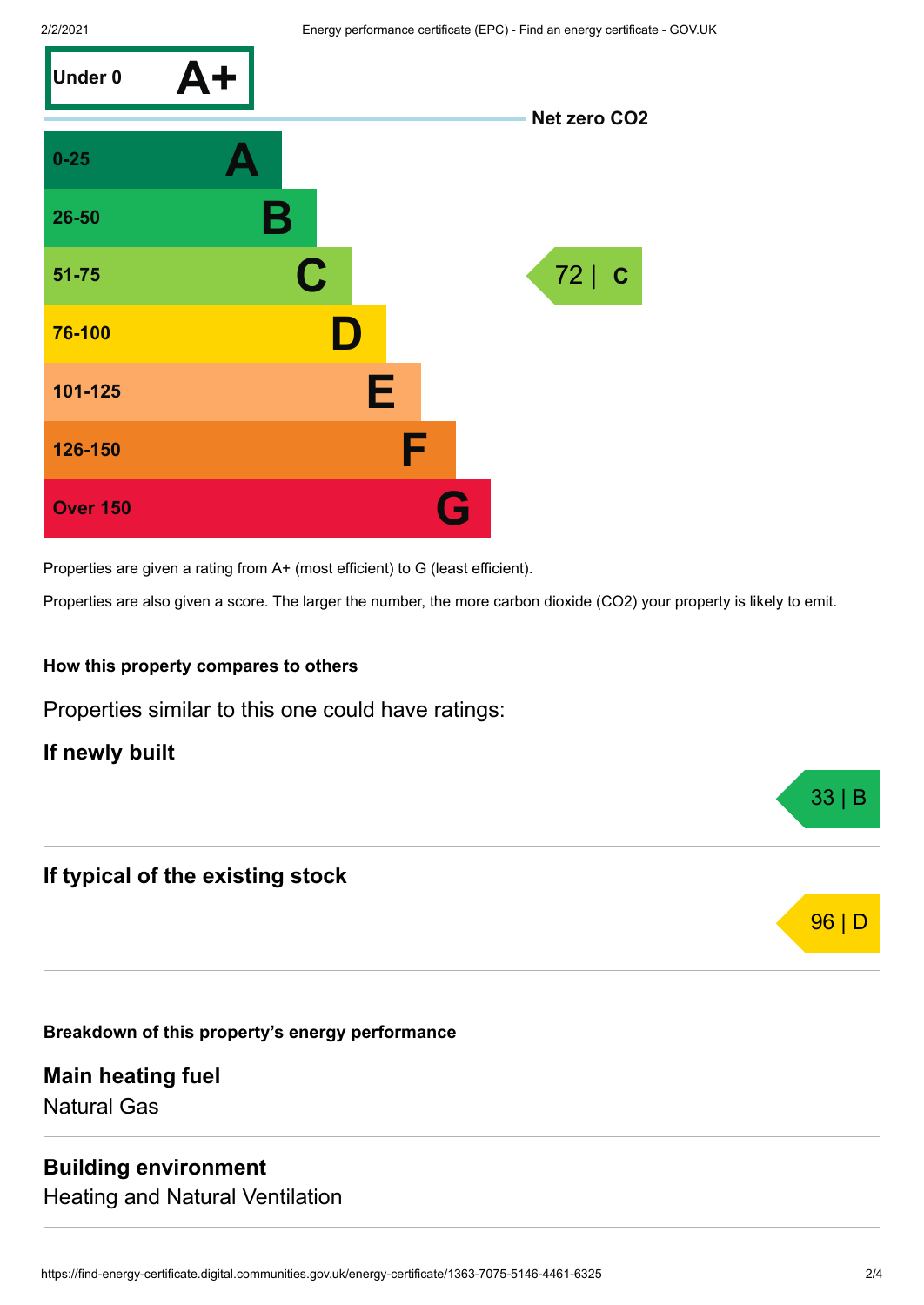| Score | Rating |
| --- | --- |
| Under 0 | A+ |
| 0-25 | A |
| 26-50 | B |
| 51-75 | C |
| 76-100 | D |
| 101-125 | E |
| 126-150 | F |
| Over 150 | G |

Net zero $CO_2$

This property's rating: 72 | C

Properties are given a rating from A+ (most efficient) to G (least efficient).

Properties are also given a score. The larger the number, the more carbon dioxide ($CO_2$) your property is likely to emit.

### How this property compares to others

Properties similar to this one could have ratings:

**If newly built**

33 | B

**If typical of the existing stock**

96 | D

### Breakdown of this property's energy performance

**Main heating fuel**

Natural Gas

**Building environment**

Heating and Natural Ventilation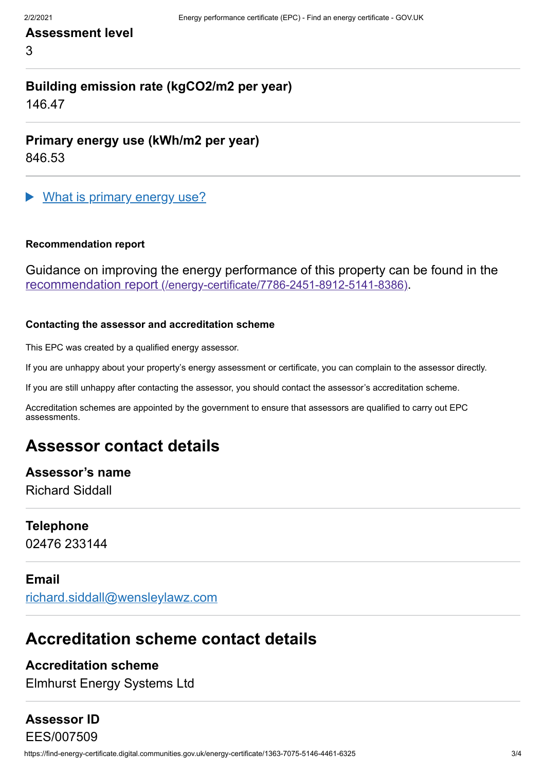### Assessment level

3

### Building emission rate (kgCO2/m2 per year)

146.47

### Primary energy use (kWh/m2 per year)

846.53

▶ What is primary energy use?

#### Recommendation report

Guidance on improving the energy performance of this property can be found in the recommendation report (/energy-certificate/7786-2451-8912-5141-8386).

#### Contacting the assessor and accreditation scheme

This EPC was created by a qualified energy assessor.

If you are unhappy about your property's energy assessment or certificate, you can complain to the assessor directly.

If you are still unhappy after contacting the assessor, you should contact the assessor's accreditation scheme.

Accreditation schemes are appointed by the government to ensure that assessors are qualified to carry out EPC assessments.

## Assessor contact details

### Assessor's name

Richard Siddall

### Telephone

02476 233144

### Email

richard.siddall@wensleylawz.com

## Accreditation scheme contact details

### Accreditation scheme

Elmhurst Energy Systems Ltd

### Assessor ID

EES/007509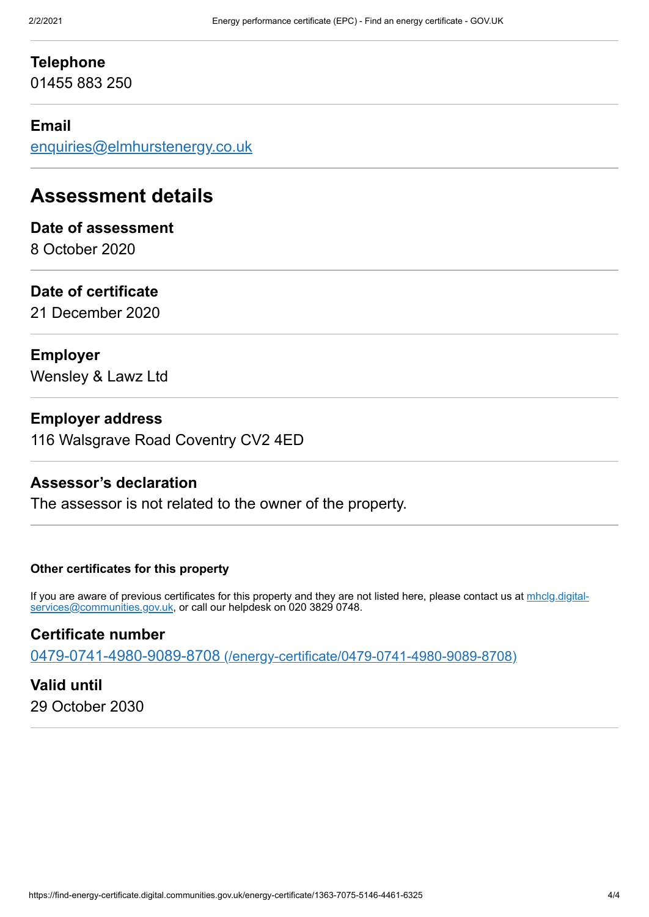### Telephone

01455 883 250

### Email

[enquiries@elmhurstenergy.co.uk](mailto:enquiries@elmhurstenergy.co.uk)

## Assessment details

### Date of assessment

8 October 2020

### Date of certificate

21 December 2020

### Employer

Wensley & Lawz Ltd

### Employer address

116 Walsgrave Road Coventry CV2 4ED

### Assessor’s declaration

The assessor is not related to the owner of the property.

#### Other certificates for this property

If you are aware of previous certificates for this property and they are not listed here, please contact us at [mhclg.digital-services@communities.gov.uk](mailto:mhclg.digital-services@communities.gov.uk), or call our helpdesk on 020 3829 0748.

### Certificate number

[0479-0741-4980-9089-8708 (/energy-certificate/0479-0741-4980-9089-8708)](/energy-certificate/0479-0741-4980-9089-8708)

### Valid until

29 October 2030